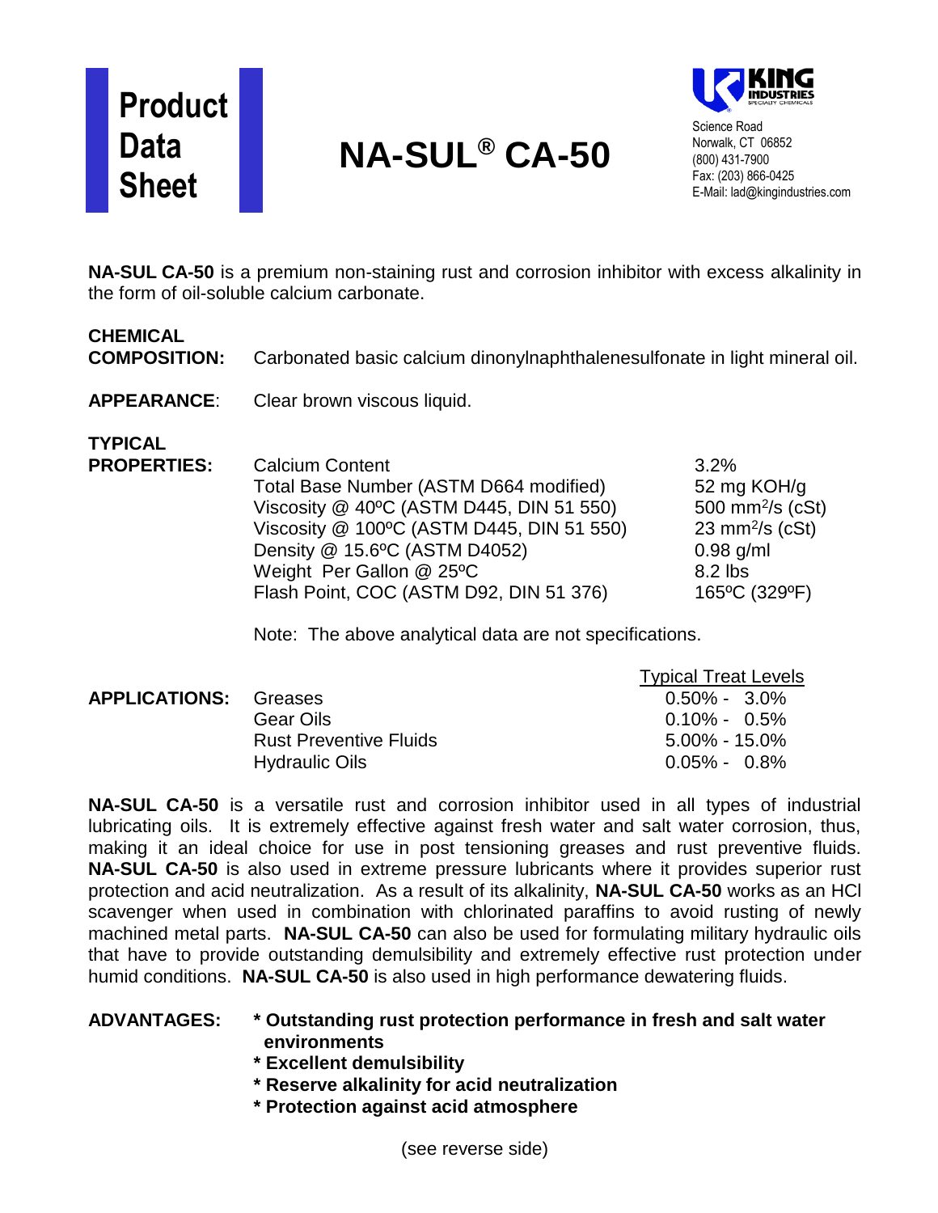# Product Data Sheet

# NA-SUL® CA-50

**KING INDUSTRIES**
SPECIALTY CHEMICALS

Science Road
Norwalk, CT 06852
(800) 431-7900
Fax: (203) 866-0425
E-Mail: lad@kingindustries.com

**NA-SUL CA-50** is a premium non-staining rust and corrosion inhibitor with excess alkalinity in the form of oil-soluble calcium carbonate.

**CHEMICAL COMPOSITION:** Carbonated basic calcium dinonylnaphthalenesulfonate in light mineral oil.

**APPEARANCE**: Clear brown viscous liquid.

**TYPICAL PROPERTIES:**

| Property | Value |
|---|---|
| Calcium Content | 3.2% |
| Total Base Number (ASTM D664 modified) | 52 mg KOH/g |
| Viscosity @ 40ºC (ASTM D445, DIN 51 550) | 500 $mm^2/s$ (cSt) |
| Viscosity @ 100ºC (ASTM D445, DIN 51 550) | 23 $mm^2/s$ (cSt) |
| Density @ 15.6ºC (ASTM D4052) | 0.98 g/ml |
| Weight Per Gallon @ 25ºC | 8.2 lbs |
| Flash Point, COC (ASTM D92, DIN 51 376) | 165ºC (329ºF) |

Note: The above analytical data are not specifications.

**APPLICATIONS:**

| Application | Typical Treat Levels |
|---|---|
| Greases | 0.50% - 3.0% |
| Gear Oils | 0.10% - 0.5% |
| Rust Preventive Fluids | 5.00% - 15.0% |
| Hydraulic Oils | 0.05% - 0.8% |

**NA-SUL CA-50** is a versatile rust and corrosion inhibitor used in all types of industrial lubricating oils. It is extremely effective against fresh water and salt water corrosion, thus, making it an ideal choice for use in post tensioning greases and rust preventive fluids. **NA-SUL CA-50** is also used in extreme pressure lubricants where it provides superior rust protection and acid neutralization. As a result of its alkalinity, **NA-SUL CA-50** works as an HCl scavenger when used in combination with chlorinated paraffins to avoid rusting of newly machined metal parts. **NA-SUL CA-50** can also be used for formulating military hydraulic oils that have to provide outstanding demulsibility and extremely effective rust protection under humid conditions. **NA-SUL CA-50** is also used in high performance dewatering fluids.

**ADVANTAGES:**

- **Outstanding rust protection performance in fresh and salt water environments**
- **Excellent demulsibility**
- **Reserve alkalinity for acid neutralization**
- **Protection against acid atmosphere**

(see reverse side)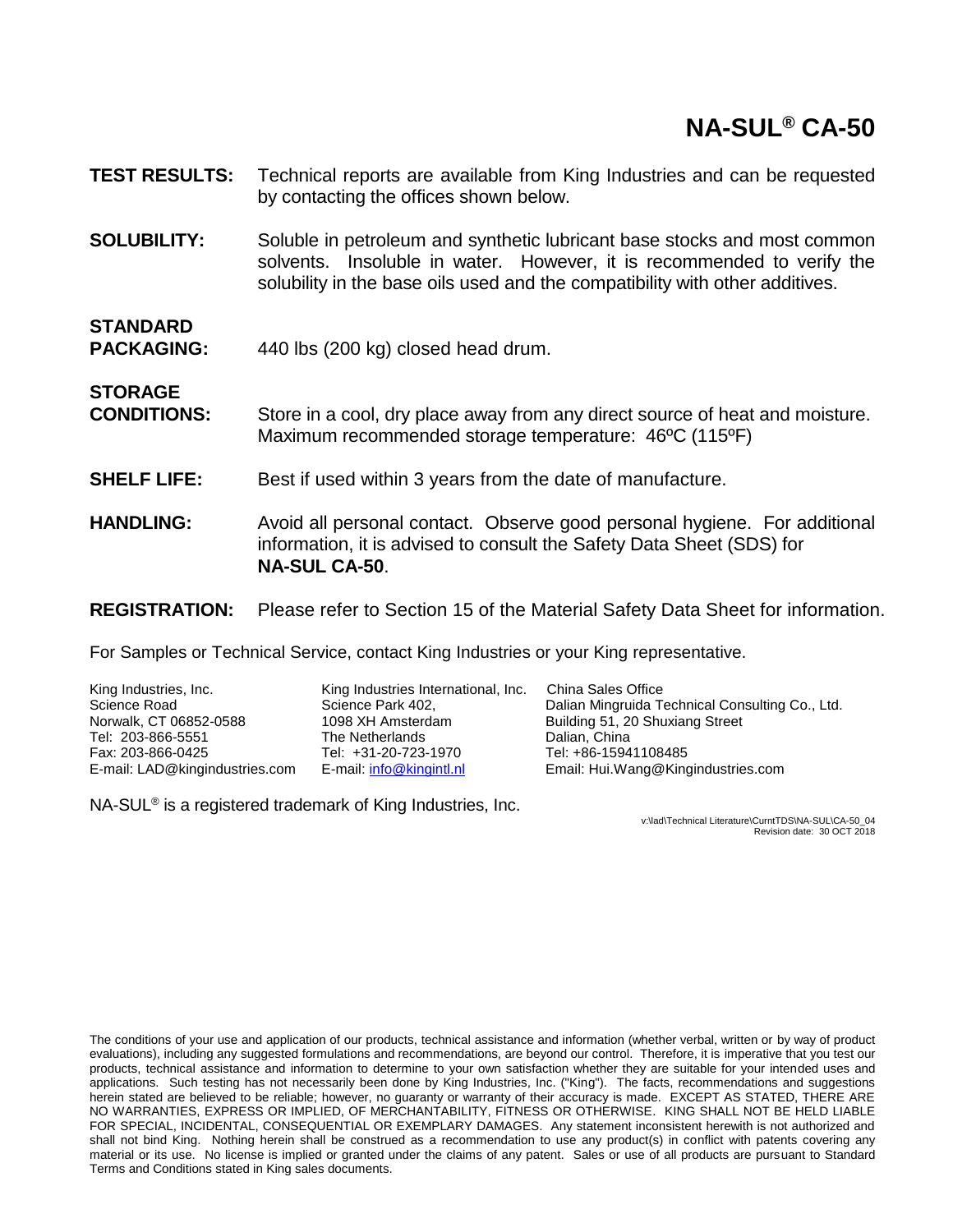# NA-SUL® CA-50

**TEST RESULTS:** Technical reports are available from King Industries and can be requested by contacting the offices shown below.

**SOLUBILITY:** Soluble in petroleum and synthetic lubricant base stocks and most common solvents. Insoluble in water. However, it is recommended to verify the solubility in the base oils used and the compatibility with other additives.

**STANDARD PACKAGING:** 440 lbs (200 kg) closed head drum.

**STORAGE CONDITIONS:** Store in a cool, dry place away from any direct source of heat and moisture. Maximum recommended storage temperature: 46ºC (115ºF)

**SHELF LIFE:** Best if used within 3 years from the date of manufacture.

**HANDLING:** Avoid all personal contact. Observe good personal hygiene. For additional information, it is advised to consult the Safety Data Sheet (SDS) for **NA-SUL CA-50**.

**REGISTRATION:** Please refer to Section 15 of the Material Safety Data Sheet for information.

For Samples or Technical Service, contact King Industries or your King representative.

King Industries, Inc.
Science Road
Norwalk, CT 06852-0588
Tel: 203-866-5551
Fax: 203-866-0425
E-mail: LAD@kingindustries.com

King Industries International, Inc.
Science Park 402,
1098 XH Amsterdam
The Netherlands
Tel: +31-20-723-1970
E-mail: info@kingintl.nl

China Sales Office
Dalian Mingruida Technical Consulting Co., Ltd.
Building 51, 20 Shuxiang Street
Dalian, China
Tel: +86-15941108485
Email: Hui.Wang@Kingindustries.com

NA-SUL® is a registered trademark of King Industries, Inc.

v:\lad\Technical Literature\CurntTDS\NA-SUL\CA-50_04
Revision date: 30 OCT 2018

The conditions of your use and application of our products, technical assistance and information (whether verbal, written or by way of product evaluations), including any suggested formulations and recommendations, are beyond our control. Therefore, it is imperative that you test our products, technical assistance and information to determine to your own satisfaction whether they are suitable for your intended uses and applications. Such testing has not necessarily been done by King Industries, Inc. ("King"). The facts, recommendations and suggestions herein stated are believed to be reliable; however, no guaranty or warranty of their accuracy is made. EXCEPT AS STATED, THERE ARE NO WARRANTIES, EXPRESS OR IMPLIED, OF MERCHANTABILITY, FITNESS OR OTHERWISE. KING SHALL NOT BE HELD LIABLE FOR SPECIAL, INCIDENTAL, CONSEQUENTIAL OR EXEMPLARY DAMAGES. Any statement inconsistent herewith is not authorized and shall not bind King. Nothing herein shall be construed as a recommendation to use any product(s) in conflict with patents covering any material or its use. No license is implied or granted under the claims of any patent. Sales or use of all products are pursuant to Standard Terms and Conditions stated in King sales documents.